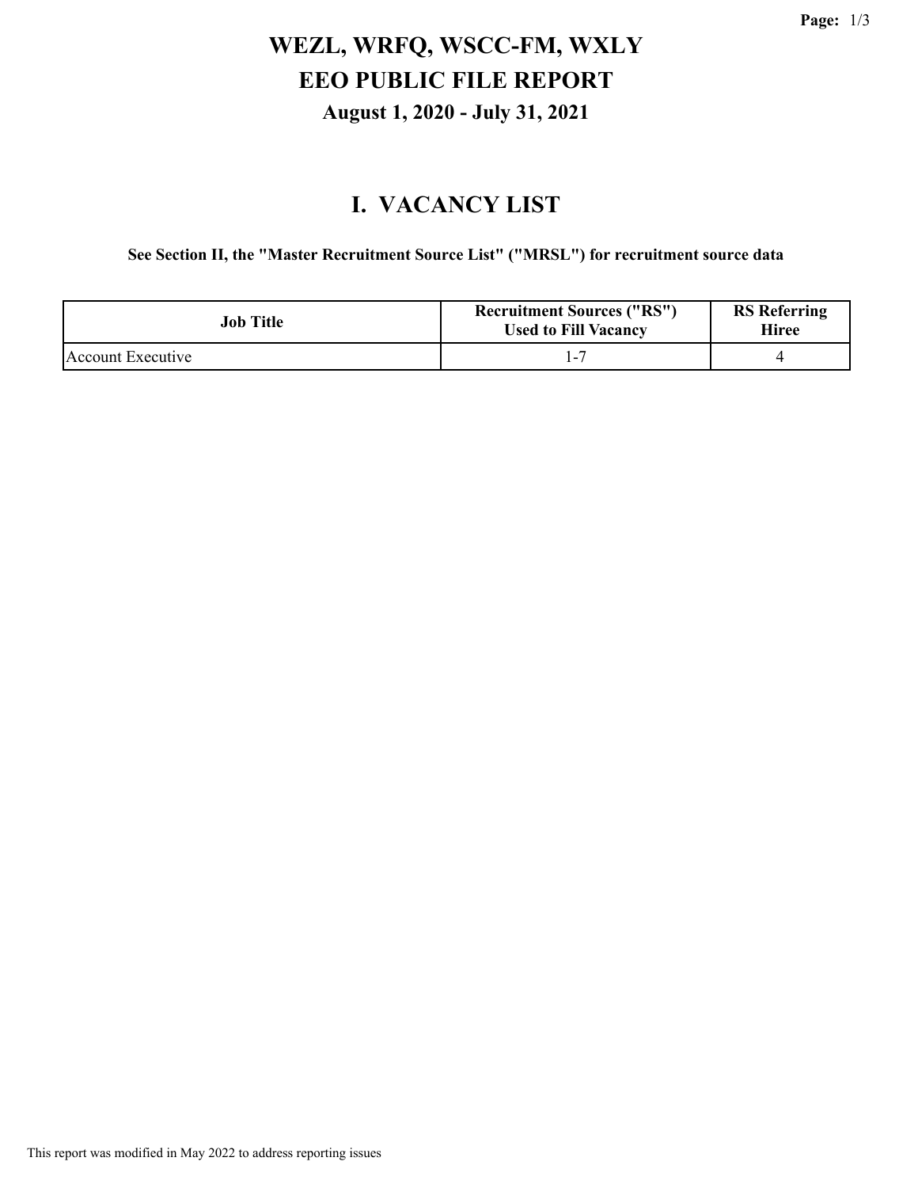# WEZL, WRFQ, WSCC-FM, WXLY

# EEO PUBLIC FILE REPORT

### August 1, 2020 - July 31, 2021

## I. VACANCY LIST

**See Section II, the "Master Recruitment Source List" ("MRSL") for recruitment source data**

| Job Title | Recruitment Sources ("RS") Used to Fill Vacancy | RS Referring Hiree |
|---|---|---|
| Account Executive | 1-7 | 4 |

This report was modified in May 2022 to address reporting issues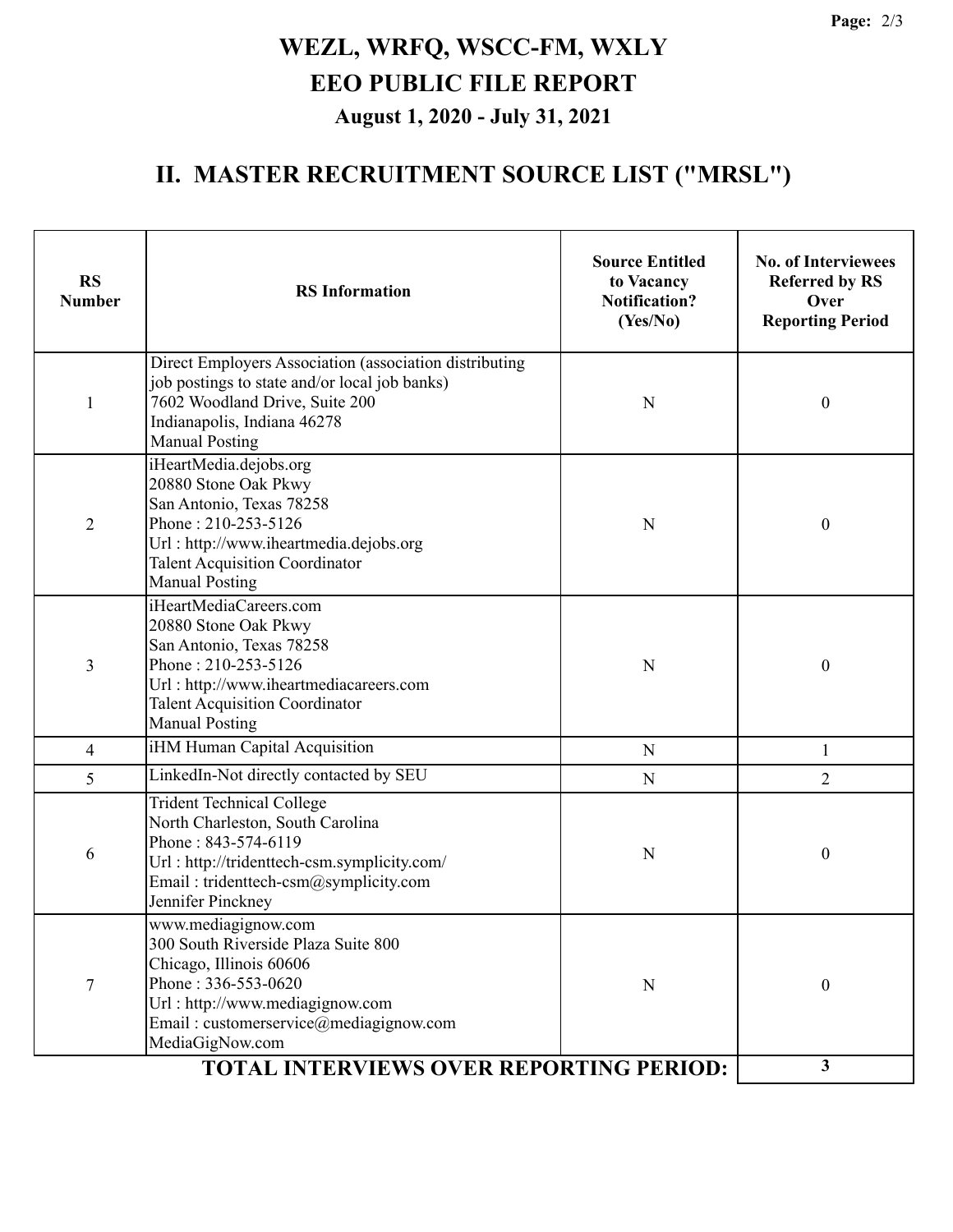# WEZL, WRFQ, WSCC-FM, WXLY
# EEO PUBLIC FILE REPORT
### August 1, 2020 - July 31, 2021

## II. MASTER RECRUITMENT SOURCE LIST ("MRSL")

| RS Number | RS Information | Source Entitled to Vacancy Notification? (Yes/No) | No. of Interviewees Referred by RS Over Reporting Period |
|---|---|---|---|
| 1 | Direct Employers Association (association distributing job postings to state and/or local job banks)<br>7602 Woodland Drive, Suite 200<br>Indianapolis, Indiana 46278<br>Manual Posting | N | 0 |
| 2 | iHeartMedia.dejobs.org<br>20880 Stone Oak Pkwy<br>San Antonio, Texas 78258<br>Phone : 210-253-5126<br>Url : http://www.iheartmedia.dejobs.org<br>Talent Acquisition Coordinator<br>Manual Posting | N | 0 |
| 3 | iHeartMediaCareers.com<br>20880 Stone Oak Pkwy<br>San Antonio, Texas 78258<br>Phone : 210-253-5126<br>Url : http://www.iheartmediacareers.com<br>Talent Acquisition Coordinator<br>Manual Posting | N | 0 |
| 4 | iHM Human Capital Acquisition | N | 1 |
| 5 | LinkedIn-Not directly contacted by SEU | N | 2 |
| 6 | Trident Technical College<br>North Charleston, South Carolina<br>Phone : 843-574-6119<br>Url : http://tridenttech-csm.symplicity.com/<br>Email : tridenttech-csm@symplicity.com<br>Jennifer Pinckney | N | 0 |
| 7 | www.mediagignow.com<br>300 South Riverside Plaza Suite 800<br>Chicago, Illinois 60606<br>Phone : 336-553-0620<br>Url : http://www.mediagignow.com<br>Email : customerservice@mediagignow.com<br>MediaGigNow.com | N | 0 |
| | **TOTAL INTERVIEWS OVER REPORTING PERIOD:** | | **3** |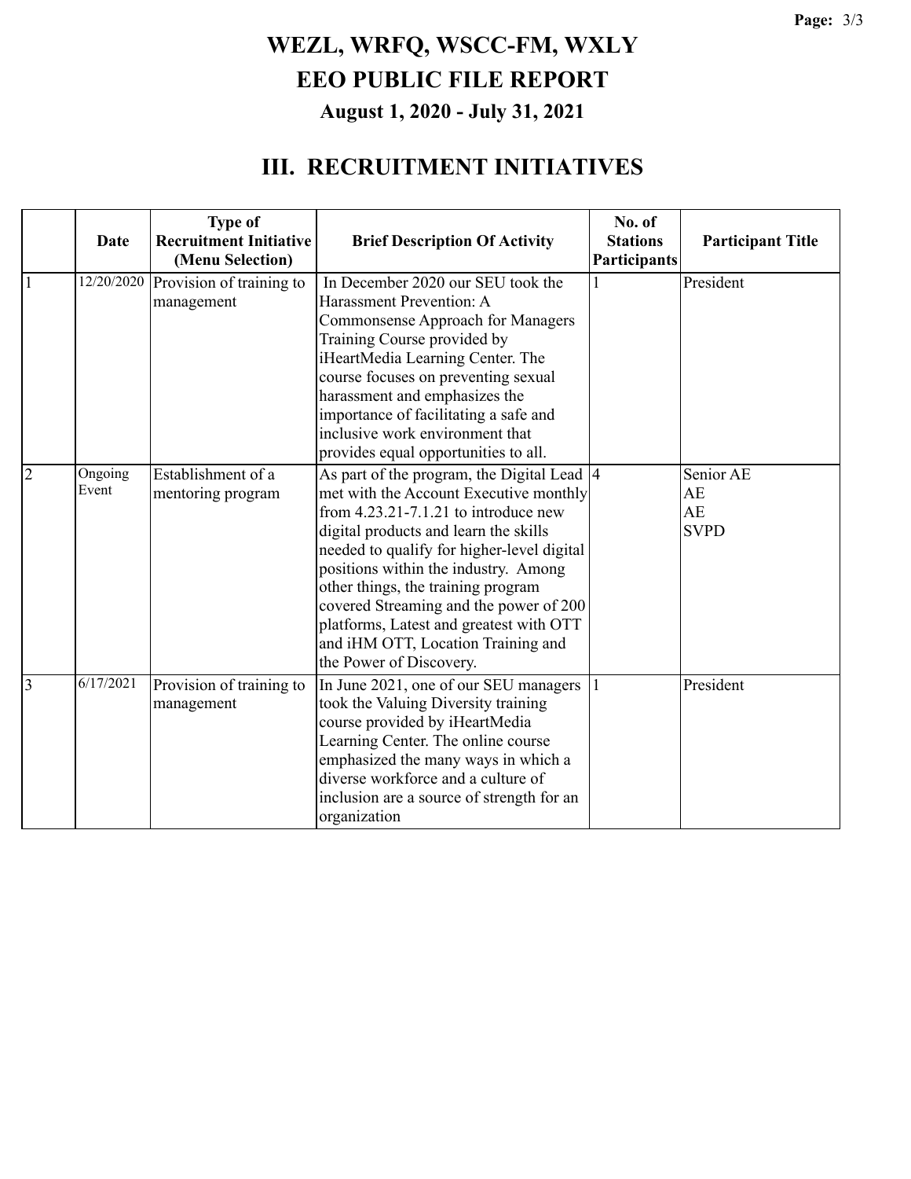# WEZL, WRFQ, WSCC-FM, WXLY
# EEO PUBLIC FILE REPORT
### August 1, 2020 - July 31, 2021

## III. RECRUITMENT INITIATIVES

| | Date | Type of Recruitment Initiative (Menu Selection) | Brief Description Of Activity | No. of Stations Participants | Participant Title |
|---|---|---|---|---|---|
| 1 | 12/20/2020 | Provision of training to management | In December 2020 our SEU took the Harassment Prevention: A Commonsense Approach for Managers Training Course provided by iHeartMedia Learning Center. The course focuses on preventing sexual harassment and emphasizes the importance of facilitating a safe and inclusive work environment that provides equal opportunities to all. | 1 | President |
| 2 | Ongoing Event | Establishment of a mentoring program | As part of the program, the Digital Lead met with the Account Executive monthly from 4.23.21-7.1.21 to introduce new digital products and learn the skills needed to qualify for higher-level digital positions within the industry. Among other things, the training program covered Streaming and the power of 200 platforms, Latest and greatest with OTT and iHM OTT, Location Training and the Power of Discovery. | 4 | Senior AE<br>AE<br>AE<br>SVPD |
| 3 | 6/17/2021 | Provision of training to management | In June 2021, one of our SEU managers took the Valuing Diversity training course provided by iHeartMedia Learning Center. The online course emphasized the many ways in which a diverse workforce and a culture of inclusion are a source of strength for an organization | 1 | President |